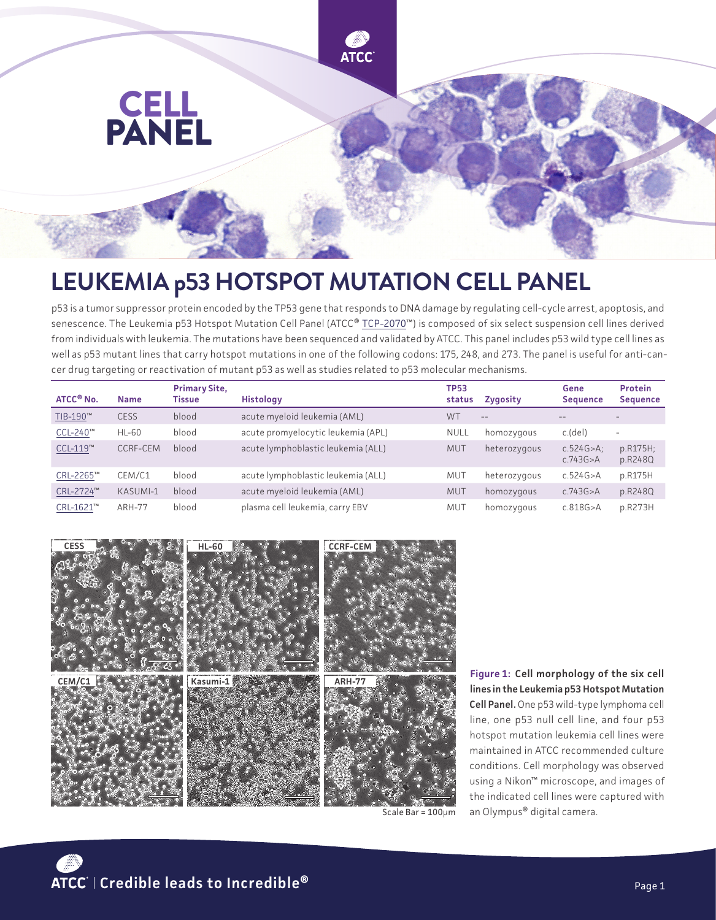# CELL PANEL

# LEUKEMIA p53 HOTSPOT MUTATION CELL PANEL

p53 is a tumor suppressor protein encoded by the TP53 gene that responds to DNA damage by regulating cell-cycle arrest, apoptosis, and senescence. The Leukemia p53 Hotspot Mutation Cell Panel (ATCC® TCP-2070™) is composed of six select suspension cell lines derived from individuals with leukemia. The mutations have been sequenced and validated by ATCC. This panel includes p53 wild type cell lines as well as p53 mutant lines that carry hotspot mutations in one of the following codons: 175, 248, and 273. The panel is useful for anti-cancer drug targeting or reactivation of mutant p53 as well as studies related to p53 molecular mechanisms.

| ATCC® No. | Name | Primary Site, Tissue | Histology | TP53 status | Zygosity | Gene Sequence | Protein Sequence |
|---|---|---|---|---|---|---|---|
| TIB-190™ | CESS | blood | acute myeloid leukemia (AML) | WT | -- | -- | - |
| CCL-240™ | HL-60 | blood | acute promyelocytic leukemia (APL) | NULL | homozygous | c.(del) | - |
| CCL-119™ | CCRF-CEM | blood | acute lymphoblastic leukemia (ALL) | MUT | heterozygous | c.524G>A; c.743G>A | p.R175H; p.R248Q |
| CRL-2265™ | CEM/C1 | blood | acute lymphoblastic leukemia (ALL) | MUT | heterozygous | c.524G>A | p.R175H |
| CRL-2724™ | KASUMI-1 | blood | acute myeloid leukemia (AML) | MUT | homozygous | c.743G>A | p.R248Q |
| CRL-1621™ | ARH-77 | blood | plasma cell leukemia, carry EBV | MUT | homozygous | c.818G>A | p.R273H |

Scale Bar = 100µm

**Figure 1: Cell morphology of the six cell lines in the Leukemia p53 Hotspot Mutation Cell Panel.** One p53 wild-type lymphoma cell line, one p53 null cell line, and four p53 hotspot mutation leukemia cell lines were maintained in ATCC recommended culture conditions. Cell morphology was observed using a Nikon™ microscope, and images of the indicated cell lines were captured with an Olympus® digital camera.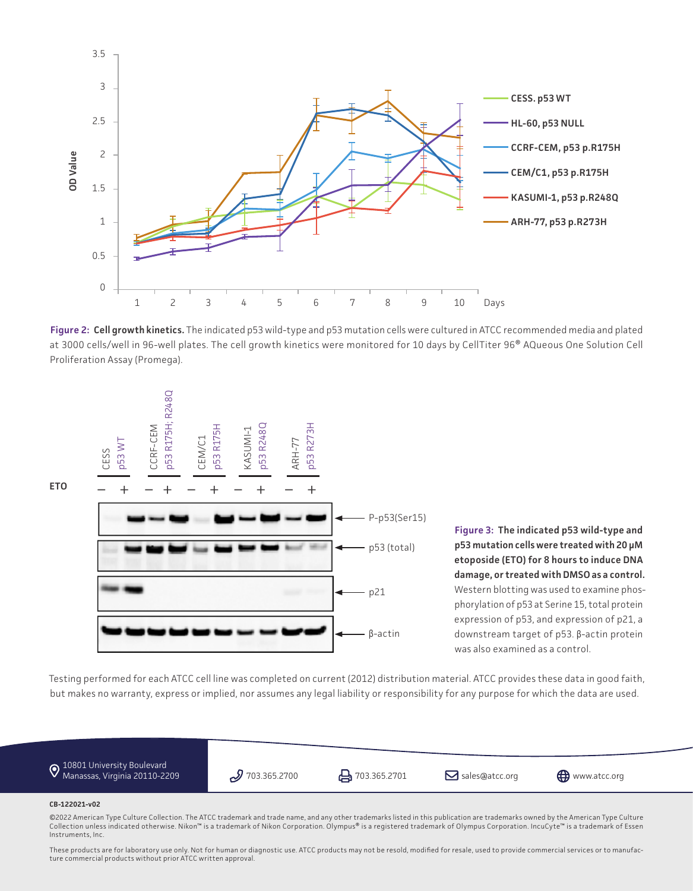3.5
3
2.5
2
1.5
1
0.5
0

OD Value

1 2 3 4 5 6 7 8 9 10 Days

CESS. p53 WT
HL-60, p53 NULL
CCRF-CEM, p53 p.R175H
CEM/C1, p53 p.R175H
KASUMI-1, p53 p.R248Q
ARH-77, p53 p.R273H

**Figure 2: Cell growth kinetics.** The indicated p53 wild-type and p53 mutation cells were cultured in ATCC recommended media and plated at 3000 cells/well in 96-well plates. The cell growth kinetics were monitored for 10 days by CellTiter 96® AQueous One Solution Cell Proliferation Assay (Promega).

CESS p53 WT
CCRF-CEM p53 R175H; R248Q
CEM/C1 p53 R175H
KASUMI-1 p53 R248Q
ARH-77 p53 R273H

ETO − + − + − + − + − +

P-p53(Ser15)
p53 (total)
p21
β-actin

**Figure 3: The indicated p53 wild-type and p53 mutation cells were treated with 20 μM etoposide (ETO) for 8 hours to induce DNA damage, or treated with DMSO as a control.** Western blotting was used to examine phosphorylation of p53 at Serine 15, total protein expression of p53, and expression of p21, a downstream target of p53. β-actin protein was also examined as a control.

Testing performed for each ATCC cell line was completed on current (2012) distribution material. ATCC provides these data in good faith, but makes no warranty, express or implied, nor assumes any legal liability or responsibility for any purpose for which the data are used.

10801 University Boulevard
Manassas, Virginia 20110-2209

703.365.2700

703.365.2701

sales@atcc.org

www.atcc.org

**CB-122021-v02**

©2022 American Type Culture Collection. The ATCC trademark and trade name, and any other trademarks listed in this publication are trademarks owned by the American Type Culture Collection unless indicated otherwise. Nikon™ is a trademark of Nikon Corporation. Olympus® is a registered trademark of Olympus Corporation. IncuCyte™ is a trademark of Essen Instruments, Inc.

These products are for laboratory use only. Not for human or diagnostic use. ATCC products may not be resold, modified for resale, used to provide commercial services or to manufacture commercial products without prior ATCC written approval.